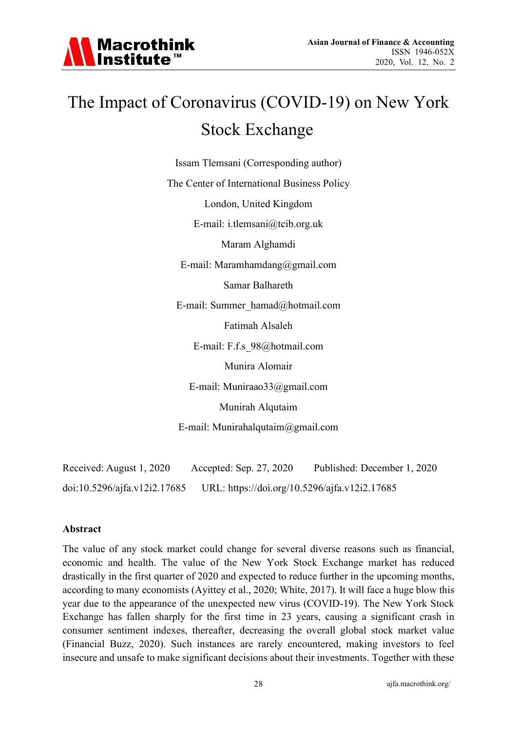# The Impact of Coronavirus (COVID-19) on New York Stock Exchange

Issam Tlemsani (Corresponding author)

The Center of International Business Policy

London, United Kingdom

E-mail: i.tlemsani@tcib.org.uk

Maram Alghamdi

E-mail: Maramhamdang@gmail.com

Samar Balhareth

E-mail: Summer_hamad@hotmail.com

Fatimah Alsaleh

E-mail: F.f.s_98@hotmail.com

Munira Alomair

E-mail: Muniraao33@gmail.com

Munirah Alqutaim

E-mail: Munirahalqutaim@gmail.com

Received: August 1, 2020 Accepted: Sep. 27, 2020 Published: December 1, 2020

doi:10.5296/ajfa.v12i2.17685 URL: https://doi.org/10.5296/ajfa.v12i2.17685

## Abstract

The value of any stock market could change for several diverse reasons such as financial, economic and health. The value of the New York Stock Exchange market has reduced drastically in the first quarter of 2020 and expected to reduce further in the upcoming months, according to many economists (Ayittey et al., 2020; White, 2017). It will face a huge blow this year due to the appearance of the unexpected new virus (COVID-19). The New York Stock Exchange has fallen sharply for the first time in 23 years, causing a significant crash in consumer sentiment indexes, thereafter, decreasing the overall global stock market value (Financial Buzz, 2020). Such instances are rarely encountered, making investors to feel insecure and unsafe to make significant decisions about their investments. Together with these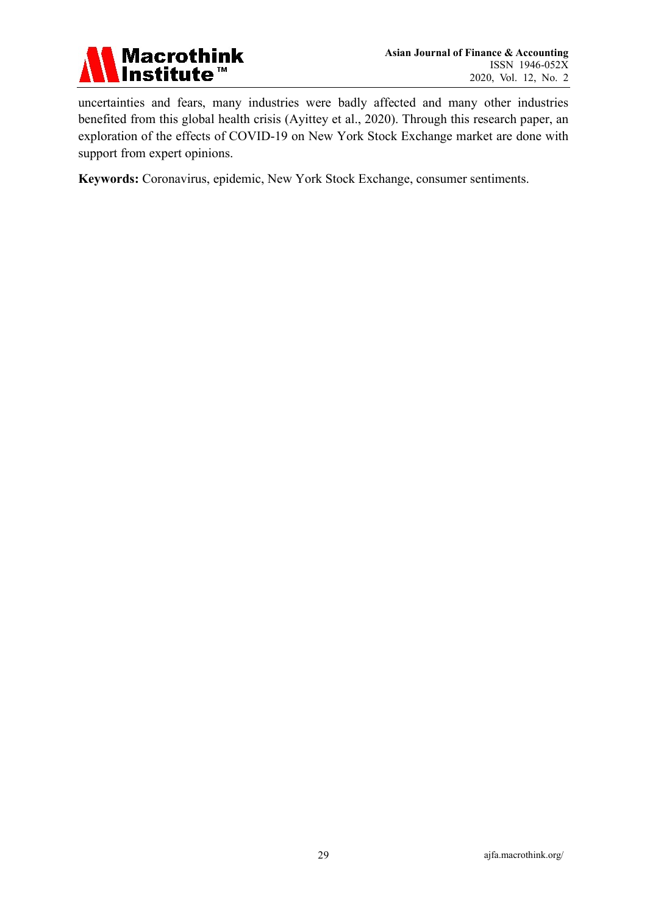uncertainties and fears, many industries were badly affected and many other industries benefited from this global health crisis (Ayittey et al., 2020). Through this research paper, an exploration of the effects of COVID-19 on New York Stock Exchange market are done with support from expert opinions.

**Keywords:** Coronavirus, epidemic, New York Stock Exchange, consumer sentiments.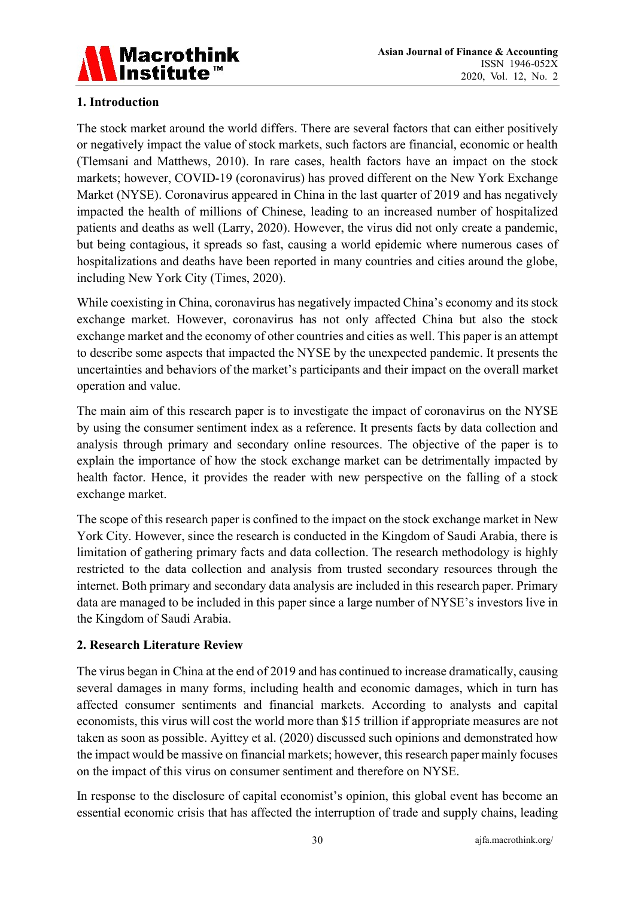## 1. Introduction

The stock market around the world differs. There are several factors that can either positively or negatively impact the value of stock markets, such factors are financial, economic or health (Tlemsani and Matthews, 2010). In rare cases, health factors have an impact on the stock markets; however, COVID-19 (coronavirus) has proved different on the New York Exchange Market (NYSE). Coronavirus appeared in China in the last quarter of 2019 and has negatively impacted the health of millions of Chinese, leading to an increased number of hospitalized patients and deaths as well (Larry, 2020). However, the virus did not only create a pandemic, but being contagious, it spreads so fast, causing a world epidemic where numerous cases of hospitalizations and deaths have been reported in many countries and cities around the globe, including New York City (Times, 2020).

While coexisting in China, coronavirus has negatively impacted China's economy and its stock exchange market. However, coronavirus has not only affected China but also the stock exchange market and the economy of other countries and cities as well. This paper is an attempt to describe some aspects that impacted the NYSE by the unexpected pandemic. It presents the uncertainties and behaviors of the market's participants and their impact on the overall market operation and value.

The main aim of this research paper is to investigate the impact of coronavirus on the NYSE by using the consumer sentiment index as a reference. It presents facts by data collection and analysis through primary and secondary online resources. The objective of the paper is to explain the importance of how the stock exchange market can be detrimentally impacted by health factor. Hence, it provides the reader with new perspective on the falling of a stock exchange market.

The scope of this research paper is confined to the impact on the stock exchange market in New York City. However, since the research is conducted in the Kingdom of Saudi Arabia, there is limitation of gathering primary facts and data collection. The research methodology is highly restricted to the data collection and analysis from trusted secondary resources through the internet. Both primary and secondary data analysis are included in this research paper. Primary data are managed to be included in this paper since a large number of NYSE's investors live in the Kingdom of Saudi Arabia.

## 2. Research Literature Review

The virus began in China at the end of 2019 and has continued to increase dramatically, causing several damages in many forms, including health and economic damages, which in turn has affected consumer sentiments and financial markets. According to analysts and capital economists, this virus will cost the world more than $15 trillion if appropriate measures are not taken as soon as possible. Ayittey et al. (2020) discussed such opinions and demonstrated how the impact would be massive on financial markets; however, this research paper mainly focuses on the impact of this virus on consumer sentiment and therefore on NYSE.

In response to the disclosure of capital economist's opinion, this global event has become an essential economic crisis that has affected the interruption of trade and supply chains, leading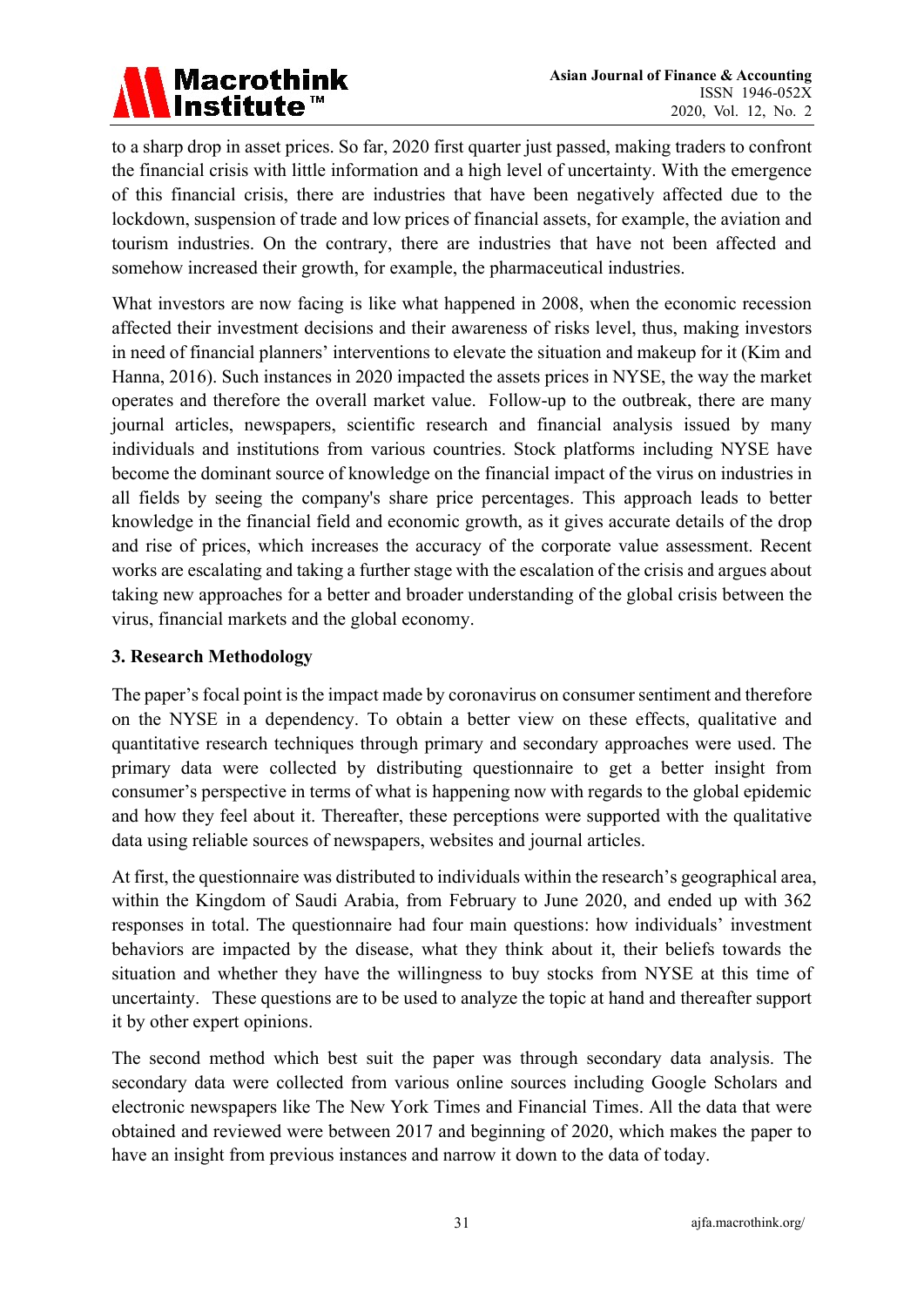to a sharp drop in asset prices. So far, 2020 first quarter just passed, making traders to confront the financial crisis with little information and a high level of uncertainty. With the emergence of this financial crisis, there are industries that have been negatively affected due to the lockdown, suspension of trade and low prices of financial assets, for example, the aviation and tourism industries. On the contrary, there are industries that have not been affected and somehow increased their growth, for example, the pharmaceutical industries.

What investors are now facing is like what happened in 2008, when the economic recession affected their investment decisions and their awareness of risks level, thus, making investors in need of financial planners' interventions to elevate the situation and makeup for it (Kim and Hanna, 2016). Such instances in 2020 impacted the assets prices in NYSE, the way the market operates and therefore the overall market value. Follow-up to the outbreak, there are many journal articles, newspapers, scientific research and financial analysis issued by many individuals and institutions from various countries. Stock platforms including NYSE have become the dominant source of knowledge on the financial impact of the virus on industries in all fields by seeing the company's share price percentages. This approach leads to better knowledge in the financial field and economic growth, as it gives accurate details of the drop and rise of prices, which increases the accuracy of the corporate value assessment. Recent works are escalating and taking a further stage with the escalation of the crisis and argues about taking new approaches for a better and broader understanding of the global crisis between the virus, financial markets and the global economy.

## 3. Research Methodology

The paper's focal point is the impact made by coronavirus on consumer sentiment and therefore on the NYSE in a dependency. To obtain a better view on these effects, qualitative and quantitative research techniques through primary and secondary approaches were used. The primary data were collected by distributing questionnaire to get a better insight from consumer's perspective in terms of what is happening now with regards to the global epidemic and how they feel about it. Thereafter, these perceptions were supported with the qualitative data using reliable sources of newspapers, websites and journal articles.

At first, the questionnaire was distributed to individuals within the research's geographical area, within the Kingdom of Saudi Arabia, from February to June 2020, and ended up with 362 responses in total. The questionnaire had four main questions: how individuals' investment behaviors are impacted by the disease, what they think about it, their beliefs towards the situation and whether they have the willingness to buy stocks from NYSE at this time of uncertainty. These questions are to be used to analyze the topic at hand and thereafter support it by other expert opinions.

The second method which best suit the paper was through secondary data analysis. The secondary data were collected from various online sources including Google Scholars and electronic newspapers like The New York Times and Financial Times. All the data that were obtained and reviewed were between 2017 and beginning of 2020, which makes the paper to have an insight from previous instances and narrow it down to the data of today.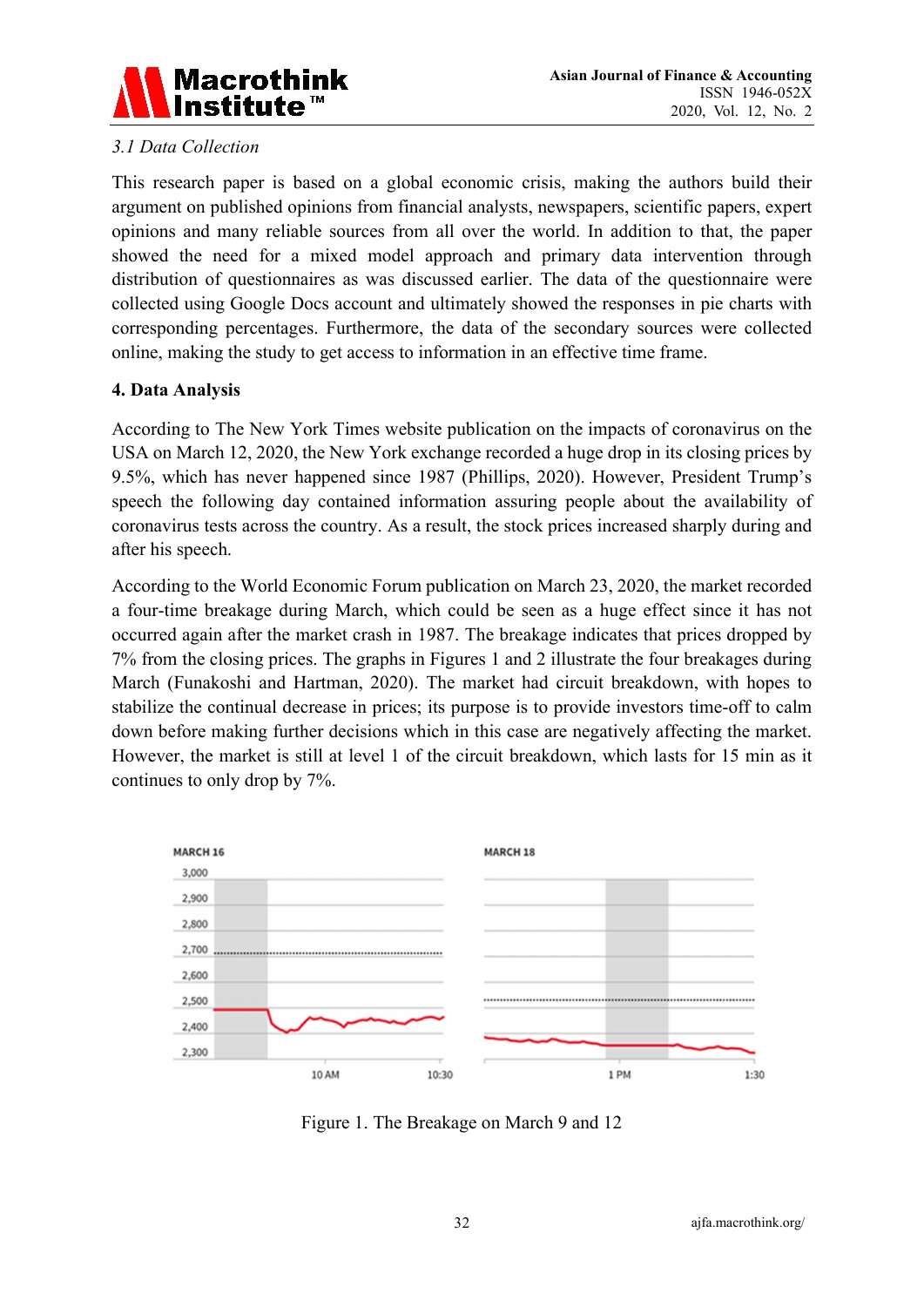### *3.1 Data Collection*

This research paper is based on a global economic crisis, making the authors build their argument on published opinions from financial analysts, newspapers, scientific papers, expert opinions and many reliable sources from all over the world. In addition to that, the paper showed the need for a mixed model approach and primary data intervention through distribution of questionnaires as was discussed earlier. The data of the questionnaire were collected using Google Docs account and ultimately showed the responses in pie charts with corresponding percentages. Furthermore, the data of the secondary sources were collected online, making the study to get access to information in an effective time frame.

## 4. Data Analysis

According to The New York Times website publication on the impacts of coronavirus on the USA on March 12, 2020, the New York exchange recorded a huge drop in its closing prices by 9.5%, which has never happened since 1987 (Phillips, 2020). However, President Trump's speech the following day contained information assuring people about the availability of coronavirus tests across the country. As a result, the stock prices increased sharply during and after his speech.

According to the World Economic Forum publication on March 23, 2020, the market recorded a four-time breakage during March, which could be seen as a huge effect since it has not occurred again after the market crash in 1987. The breakage indicates that prices dropped by 7% from the closing prices. The graphs in Figures 1 and 2 illustrate the four breakages during March (Funakoshi and Hartman, 2020). The market had circuit breakdown, with hopes to stabilize the continual decrease in prices; its purpose is to provide investors time-off to calm down before making further decisions which in this case are negatively affecting the market. However, the market is still at level 1 of the circuit breakdown, which lasts for 15 min as it continues to only drop by 7%.

Figure 1. The Breakage on March 9 and 12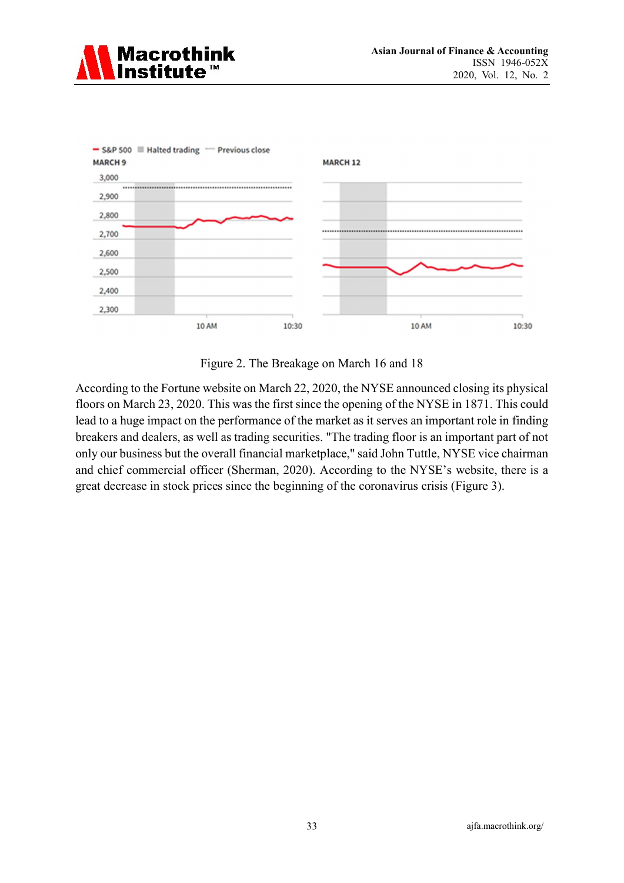Figure 2. The Breakage on March 16 and 18

According to the Fortune website on March 22, 2020, the NYSE announced closing its physical floors on March 23, 2020. This was the first since the opening of the NYSE in 1871. This could lead to a huge impact on the performance of the market as it serves an important role in finding breakers and dealers, as well as trading securities. "The trading floor is an important part of not only our business but the overall financial marketplace," said John Tuttle, NYSE vice chairman and chief commercial officer (Sherman, 2020). According to the NYSE's website, there is a great decrease in stock prices since the beginning of the coronavirus crisis (Figure 3).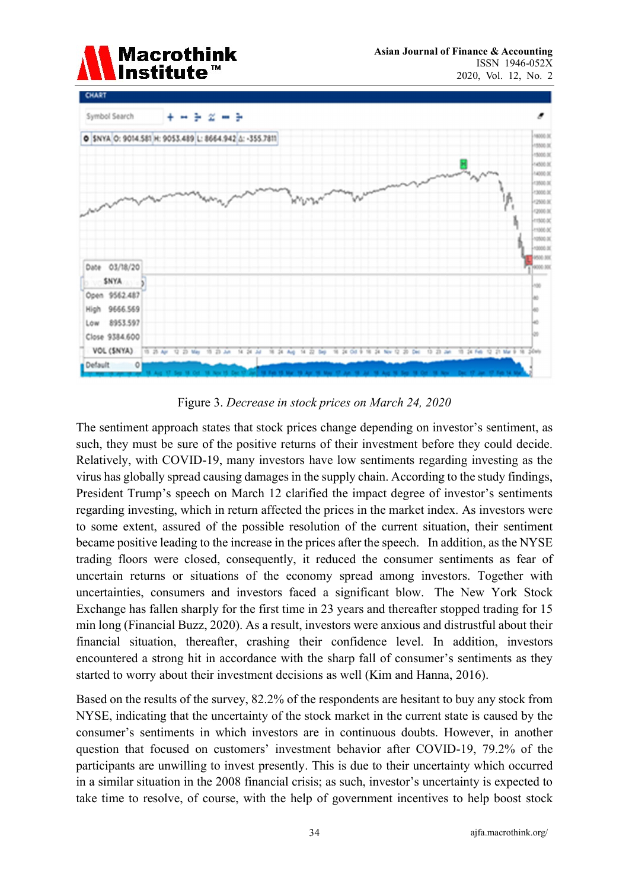Figure 3. *Decrease in stock prices on March 24, 2020*

The sentiment approach states that stock prices change depending on investor's sentiment, as such, they must be sure of the positive returns of their investment before they could decide. Relatively, with COVID-19, many investors have low sentiments regarding investing as the virus has globally spread causing damages in the supply chain. According to the study findings, President Trump's speech on March 12 clarified the impact degree of investor's sentiments regarding investing, which in return affected the prices in the market index. As investors were to some extent, assured of the possible resolution of the current situation, their sentiment became positive leading to the increase in the prices after the speech. In addition, as the NYSE trading floors were closed, consequently, it reduced the consumer sentiments as fear of uncertain returns or situations of the economy spread among investors. Together with uncertainties, consumers and investors faced a significant blow. The New York Stock Exchange has fallen sharply for the first time in 23 years and thereafter stopped trading for 15 min long (Financial Buzz, 2020). As a result, investors were anxious and distrustful about their financial situation, thereafter, crashing their confidence level. In addition, investors encountered a strong hit in accordance with the sharp fall of consumer's sentiments as they started to worry about their investment decisions as well (Kim and Hanna, 2016).

Based on the results of the survey, 82.2% of the respondents are hesitant to buy any stock from NYSE, indicating that the uncertainty of the stock market in the current state is caused by the consumer's sentiments in which investors are in continuous doubts. However, in another question that focused on customers' investment behavior after COVID-19, 79.2% of the participants are unwilling to invest presently. This is due to their uncertainty which occurred in a similar situation in the 2008 financial crisis; as such, investor's uncertainty is expected to take time to resolve, of course, with the help of government incentives to help boost stock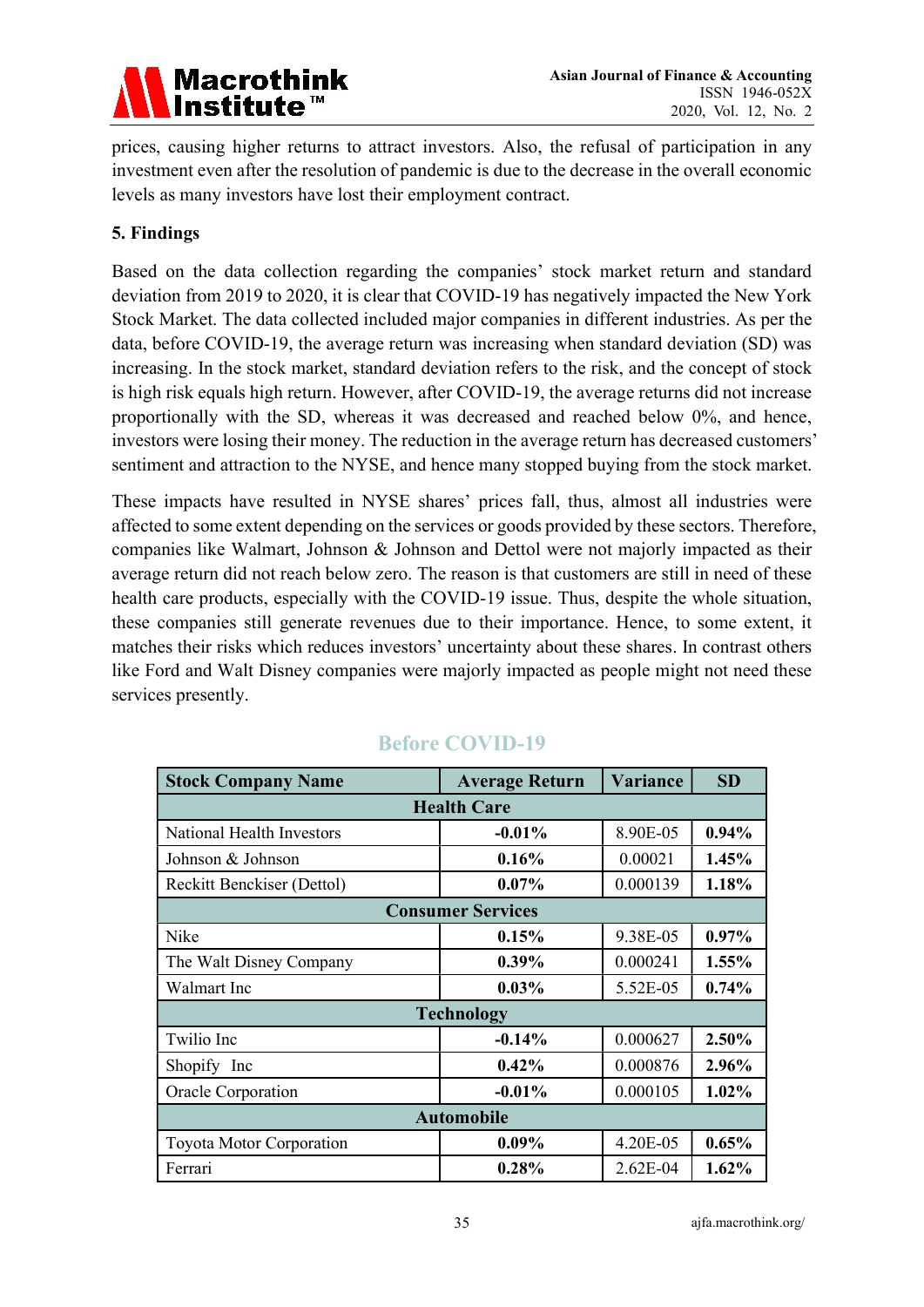prices, causing higher returns to attract investors. Also, the refusal of participation in any investment even after the resolution of pandemic is due to the decrease in the overall economic levels as many investors have lost their employment contract.

## 5. Findings

Based on the data collection regarding the companies' stock market return and standard deviation from 2019 to 2020, it is clear that COVID-19 has negatively impacted the New York Stock Market. The data collected included major companies in different industries. As per the data, before COVID-19, the average return was increasing when standard deviation (SD) was increasing. In the stock market, standard deviation refers to the risk, and the concept of stock is high risk equals high return. However, after COVID-19, the average returns did not increase proportionally with the SD, whereas it was decreased and reached below 0%, and hence, investors were losing their money. The reduction in the average return has decreased customers' sentiment and attraction to the NYSE, and hence many stopped buying from the stock market.

These impacts have resulted in NYSE shares' prices fall, thus, almost all industries were affected to some extent depending on the services or goods provided by these sectors. Therefore, companies like Walmart, Johnson & Johnson and Dettol were not majorly impacted as their average return did not reach below zero. The reason is that customers are still in need of these health care products, especially with the COVID-19 issue. Thus, despite the whole situation, these companies still generate revenues due to their importance. Hence, to some extent, it matches their risks which reduces investors' uncertainty about these shares. In contrast others like Ford and Walt Disney companies were majorly impacted as people might not need these services presently.

### Before COVID-19

| Stock Company Name | Average Return | Variance | SD |
|---|---|---|---|
| **Health Care** | | | |
| National Health Investors | **-0.01%** | 8.90E-05 | **0.94%** |
| Johnson & Johnson | **0.16%** | 0.00021 | **1.45%** |
| Reckitt Benckiser (Dettol) | **0.07%** | 0.000139 | **1.18%** |
| **Consumer Services** | | | |
| Nike | **0.15%** | 9.38E-05 | **0.97%** |
| The Walt Disney Company | **0.39%** | 0.000241 | **1.55%** |
| Walmart Inc | **0.03%** | 5.52E-05 | **0.74%** |
| **Technology** | | | |
| Twilio Inc | **-0.14%** | 0.000627 | **2.50%** |
| Shopify Inc | **0.42%** | 0.000876 | **2.96%** |
| Oracle Corporation | **-0.01%** | 0.000105 | **1.02%** |
| **Automobile** | | | |
| Toyota Motor Corporation | **0.09%** | 4.20E-05 | **0.65%** |
| Ferrari | **0.28%** | 2.62E-04 | **1.62%** |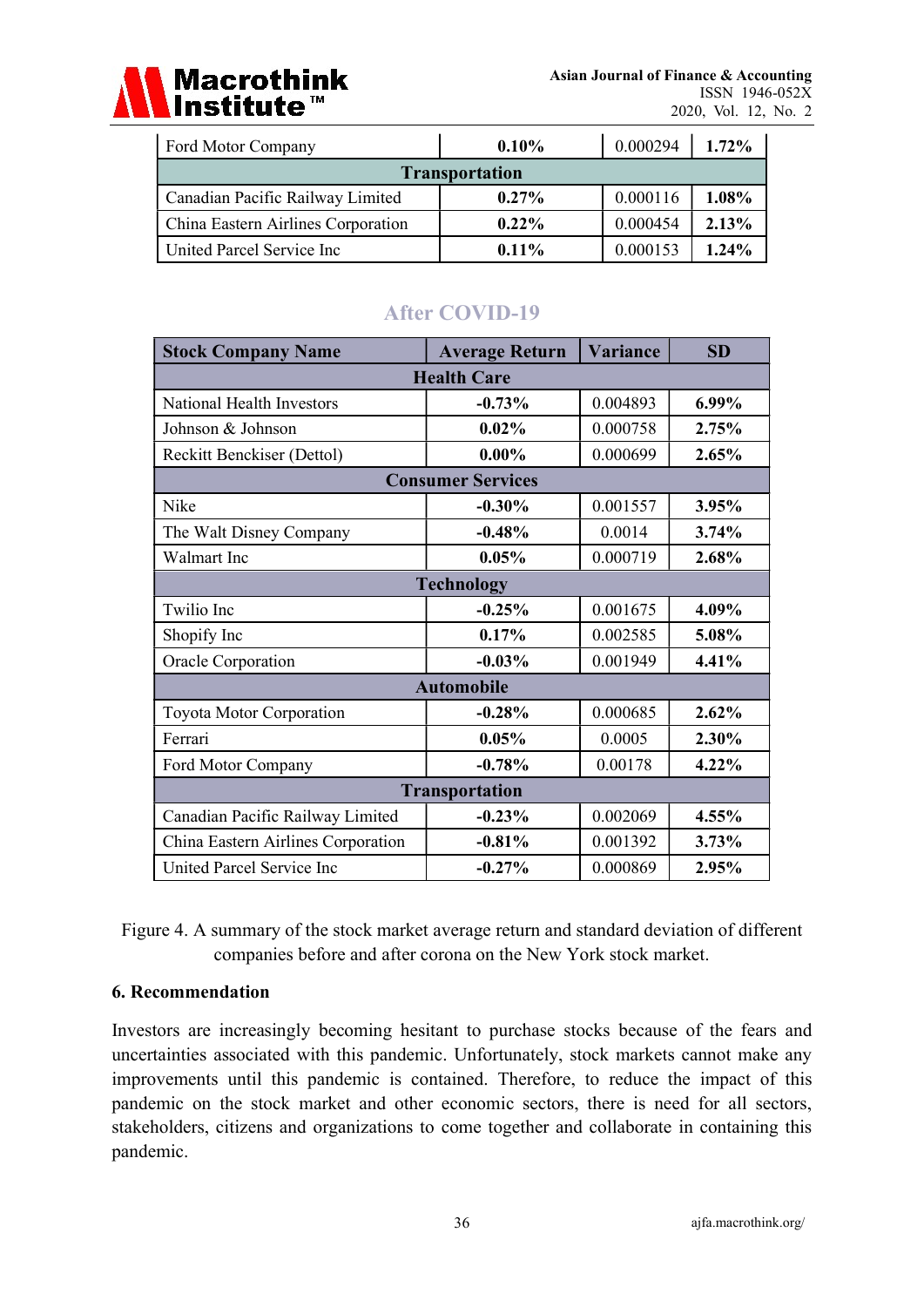| | | | |
|---|---|---|---|
| Ford Motor Company | **0.10%** | 0.000294 | **1.72%** |
| **Transportation** | | | |
| Canadian Pacific Railway Limited | **0.27%** | 0.000116 | **1.08%** |
| China Eastern Airlines Corporation | **0.22%** | 0.000454 | **2.13%** |
| United Parcel Service Inc | **0.11%** | 0.000153 | **1.24%** |

## After COVID-19

| Stock Company Name | Average Return | Variance | SD |
|---|---|---|---|
| **Health Care** | | | |
| National Health Investors | **-0.73%** | 0.004893 | **6.99%** |
| Johnson & Johnson | **0.02%** | 0.000758 | **2.75%** |
| Reckitt Benckiser (Dettol) | **0.00%** | 0.000699 | **2.65%** |
| **Consumer Services** | | | |
| Nike | **-0.30%** | 0.001557 | **3.95%** |
| The Walt Disney Company | **-0.48%** | 0.0014 | **3.74%** |
| Walmart Inc | **0.05%** | 0.000719 | **2.68%** |
| **Technology** | | | |
| Twilio Inc | **-0.25%** | 0.001675 | **4.09%** |
| Shopify Inc | **0.17%** | 0.002585 | **5.08%** |
| Oracle Corporation | **-0.03%** | 0.001949 | **4.41%** |
| **Automobile** | | | |
| Toyota Motor Corporation | **-0.28%** | 0.000685 | **2.62%** |
| Ferrari | **0.05%** | 0.0005 | **2.30%** |
| Ford Motor Company | **-0.78%** | 0.00178 | **4.22%** |
| **Transportation** | | | |
| Canadian Pacific Railway Limited | **-0.23%** | 0.002069 | **4.55%** |
| China Eastern Airlines Corporation | **-0.81%** | 0.001392 | **3.73%** |
| United Parcel Service Inc | **-0.27%** | 0.000869 | **2.95%** |

Figure 4. A summary of the stock market average return and standard deviation of different companies before and after corona on the New York stock market.

## 6. Recommendation

Investors are increasingly becoming hesitant to purchase stocks because of the fears and uncertainties associated with this pandemic. Unfortunately, stock markets cannot make any improvements until this pandemic is contained. Therefore, to reduce the impact of this pandemic on the stock market and other economic sectors, there is need for all sectors, stakeholders, citizens and organizations to come together and collaborate in containing this pandemic.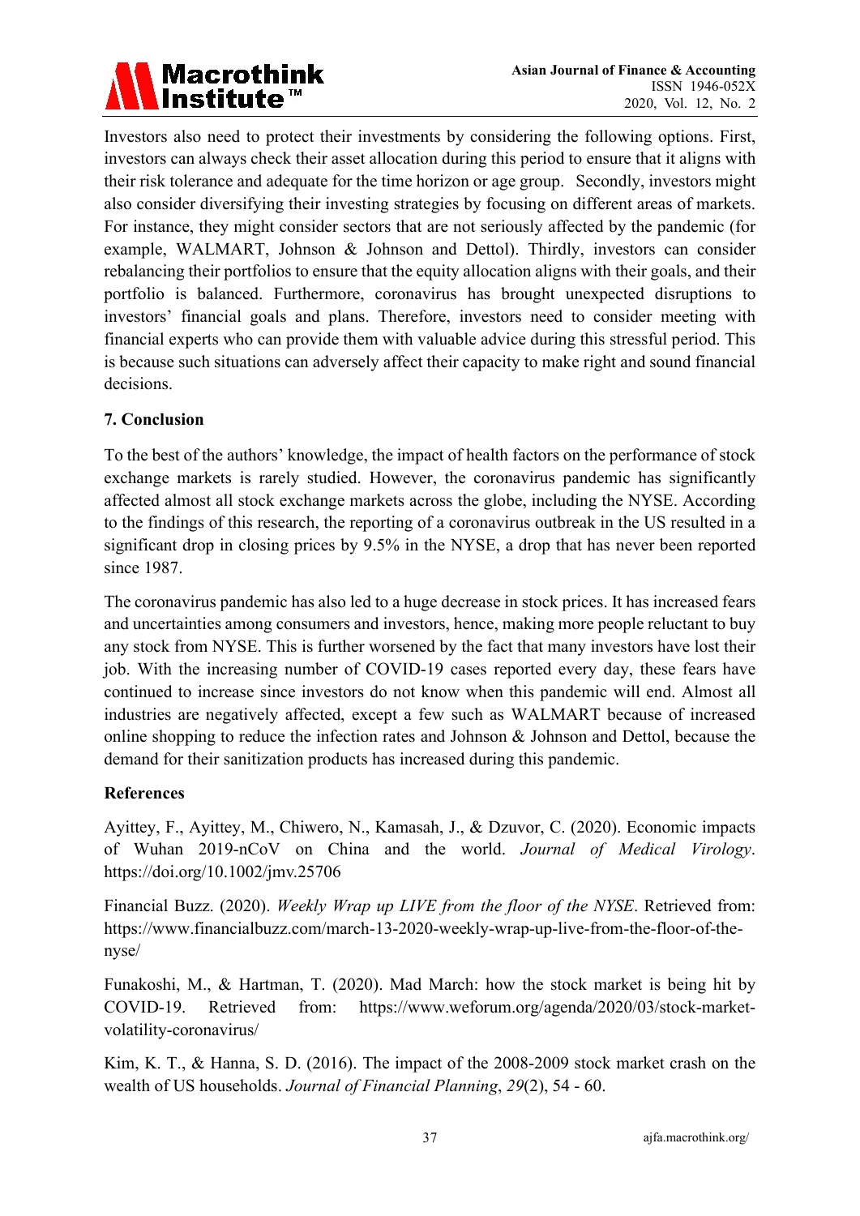Investors also need to protect their investments by considering the following options. First, investors can always check their asset allocation during this period to ensure that it aligns with their risk tolerance and adequate for the time horizon or age group. Secondly, investors might also consider diversifying their investing strategies by focusing on different areas of markets. For instance, they might consider sectors that are not seriously affected by the pandemic (for example, WALMART, Johnson & Johnson and Dettol). Thirdly, investors can consider rebalancing their portfolios to ensure that the equity allocation aligns with their goals, and their portfolio is balanced. Furthermore, coronavirus has brought unexpected disruptions to investors' financial goals and plans. Therefore, investors need to consider meeting with financial experts who can provide them with valuable advice during this stressful period. This is because such situations can adversely affect their capacity to make right and sound financial decisions.

## 7. Conclusion

To the best of the authors' knowledge, the impact of health factors on the performance of stock exchange markets is rarely studied. However, the coronavirus pandemic has significantly affected almost all stock exchange markets across the globe, including the NYSE. According to the findings of this research, the reporting of a coronavirus outbreak in the US resulted in a significant drop in closing prices by 9.5% in the NYSE, a drop that has never been reported since 1987.

The coronavirus pandemic has also led to a huge decrease in stock prices. It has increased fears and uncertainties among consumers and investors, hence, making more people reluctant to buy any stock from NYSE. This is further worsened by the fact that many investors have lost their job. With the increasing number of COVID-19 cases reported every day, these fears have continued to increase since investors do not know when this pandemic will end. Almost all industries are negatively affected, except a few such as WALMART because of increased online shopping to reduce the infection rates and Johnson & Johnson and Dettol, because the demand for their sanitization products has increased during this pandemic.

## References

Ayittey, F., Ayittey, M., Chiwero, N., Kamasah, J., & Dzuvor, C. (2020). Economic impacts of Wuhan 2019-nCoV on China and the world. *Journal of Medical Virology*. https://doi.org/10.1002/jmv.25706

Financial Buzz. (2020). *Weekly Wrap up LIVE from the floor of the NYSE*. Retrieved from: https://www.financialbuzz.com/march-13-2020-weekly-wrap-up-live-from-the-floor-of-the-nyse/

Funakoshi, M., & Hartman, T. (2020). Mad March: how the stock market is being hit by COVID-19. Retrieved from: https://www.weforum.org/agenda/2020/03/stock-market-volatility-coronavirus/

Kim, K. T., & Hanna, S. D. (2016). The impact of the 2008-2009 stock market crash on the wealth of US households. *Journal of Financial Planning*, *29*(2), 54 - 60.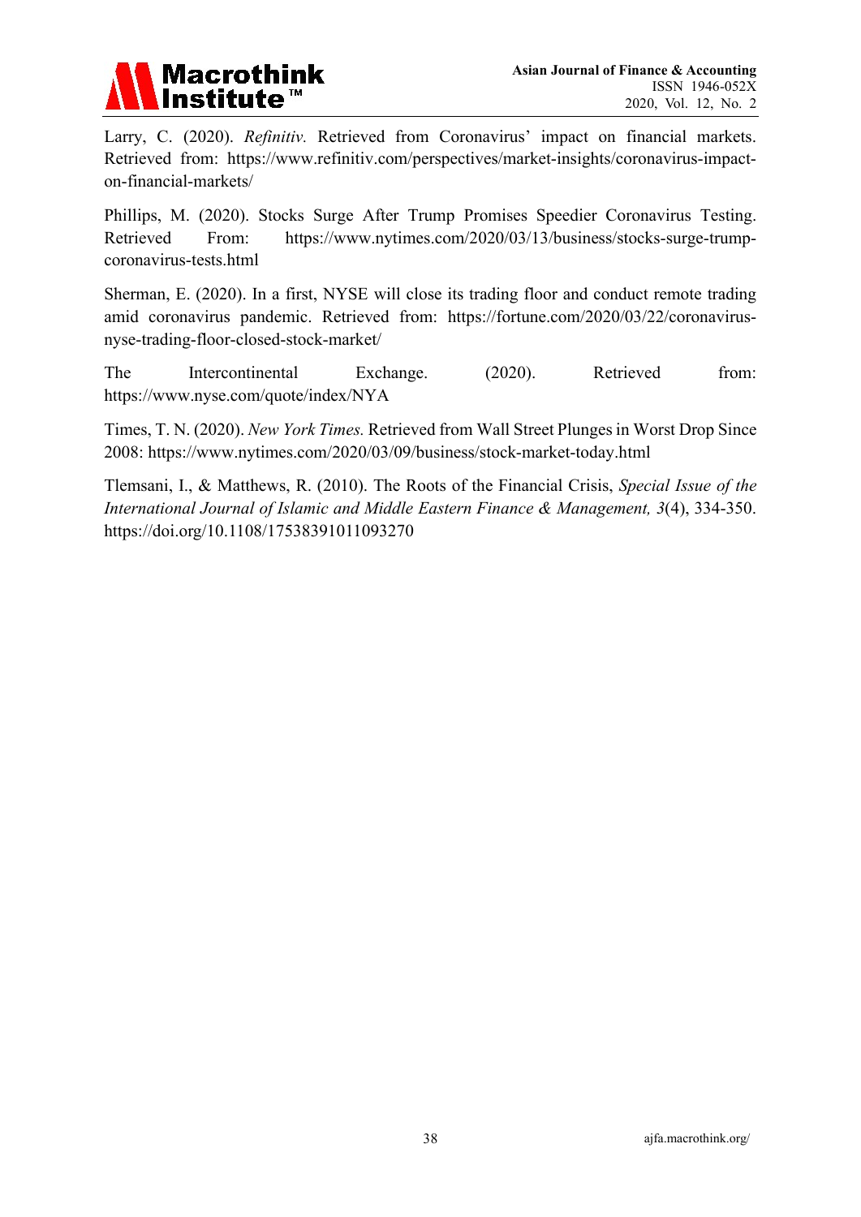Larry, C. (2020). *Refinitiv.* Retrieved from Coronavirus' impact on financial markets. Retrieved from: https://www.refinitiv.com/perspectives/market-insights/coronavirus-impact-on-financial-markets/

Phillips, M. (2020). Stocks Surge After Trump Promises Speedier Coronavirus Testing. Retrieved From: https://www.nytimes.com/2020/03/13/business/stocks-surge-trump-coronavirus-tests.html

Sherman, E. (2020). In a first, NYSE will close its trading floor and conduct remote trading amid coronavirus pandemic. Retrieved from: https://fortune.com/2020/03/22/coronavirus-nyse-trading-floor-closed-stock-market/

The Intercontinental Exchange. (2020). Retrieved from: https://www.nyse.com/quote/index/NYA

Times, T. N. (2020). *New York Times.* Retrieved from Wall Street Plunges in Worst Drop Since 2008: https://www.nytimes.com/2020/03/09/business/stock-market-today.html

Tlemsani, I., & Matthews, R. (2010). The Roots of the Financial Crisis, *Special Issue of the International Journal of Islamic and Middle Eastern Finance & Management, 3*(4), 334-350. https://doi.org/10.1108/17538391011093270